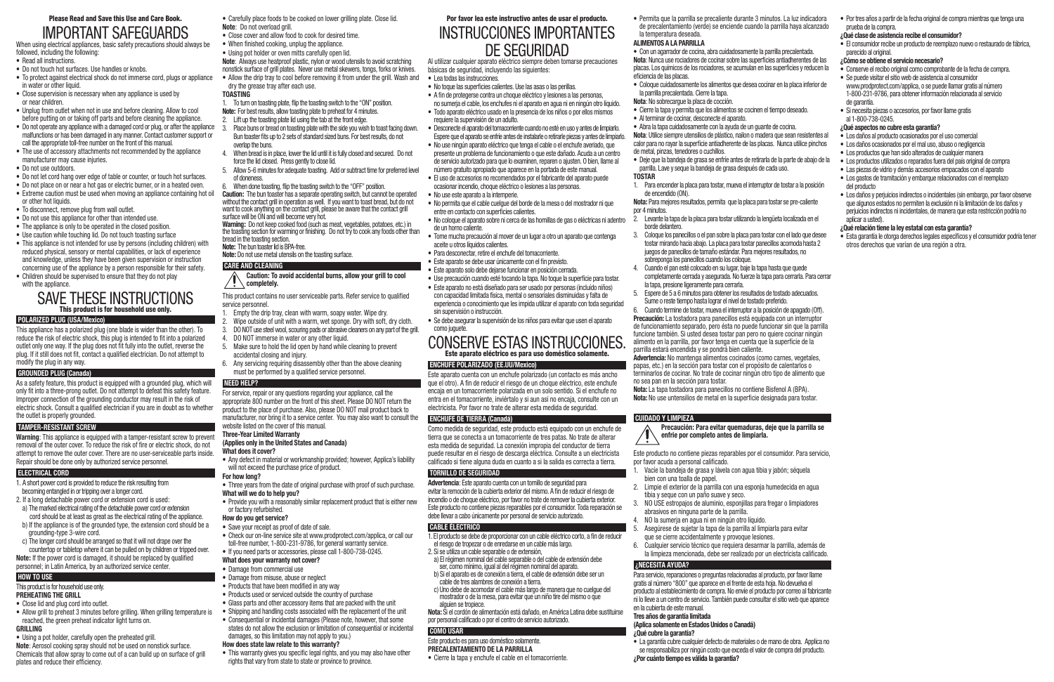**Please Read and Save this Use and Care Book.**

# IMPORTANT SAFEGUARDS

When using electrical appliances, basic safety precautions should always be followed, including the following:

- Read all instructions.
- Do not touch hot surfaces. Use handles or knobs.
- To protect against electrical shock do not immerse cord, plugs or appliance in water or other liquid.
- Close supervision is necessary when any appliance is used by or near children.
- Unplug from outlet when not in use and before cleaning. Allow to cool before putting on or taking off parts and before cleaning the appliance.
- Do not operate any appliance with a damaged cord or plug, or after the appliance malfunctions or has been damaged in any manner. Contact customer support or call the appropriate toll-free number on the front of this manual.
- The use of accessory attachments not recommended by the appliance manufacturer may cause injuries.
- Do not use outdoors.
- Do not let cord hang over edge of table or counter, or touch hot surfaces.
- Do not place on or near a hot gas or electric burner, or in a heated oven.
- Extreme caution must be used when moving an appliance containing hot oil or other hot liquids.
- To disconnect, remove plug from wall outlet.
- Do not use this appliance for other than intended use.
- The appliance is only to be operated in the closed position.
- Use caution while touching lid. Do not touch toasting surface
- This appliance is not intended for use by persons (including children) with reduced physical, sensory or mental capabilities, or lack of experience and knowledge, unless they have been given supervision or instruction concerning use of the appliance by a person responsible for their safety.
- Children should be supervised to ensure that they do not play with the appliance.

# SAVE THESE INSTRUCTIONS

**This product is for household use only.**

## POLARIZED PLUG (USA/Mexico)

This appliance has a polarized plug (one blade is wider than the other). To reduce the risk of electric shock, this plug is intended to fit into a polarized outlet only one way. If the plug does not fit fully into the outlet, reverse the plug. If it still does not fit, contact a qualified electrician. Do not attempt to modify the plug in any way.

## GROUNDED PLUG (Canada)

As a safety feature, this product is equipped with a grounded plug, which will only fit into a three-prong outlet. Do not attempt to defeat this safety feature. Improper connection of the grounding conductor may result in the risk of electric shock. Consult a qualified electrician if you are in doubt as to whether the outlet is properly grounded.

## TAMPER-RESISTANT SCREW

**Warning**: This appliance is equipped with a tamper-resistant screw to prevent removal of the outer cover. To reduce the risk of fire or electric shock, do not attempt to remove the outer cover. There are no user-serviceable parts inside. Repair should be done only by authorized service personnel.

## ELECTRICAL CORD

1. A short power cord is provided to reduce the risk resulting from becoming entangled in or tripping over a longer cord.
2. If a long detachable power cord or extension cord is used:
   a) The marked electrical rating of the detachable power cord or extension cord should be at least as great as the electrical rating of the appliance.
   b) If the appliance is of the grounded type, the extension cord should be a grounding-type 3-wire cord.
   c) The longer cord should be arranged so that it will not drape over the countertop or tabletop where it can be pulled on by children or tripped over.

**Note:** If the power cord is damaged, it should be replaced by qualified personnel; in Latin America, by an authorized service center.

## HOW TO USE

This product is for household use only.

**PREHEATING THE GRILL**

- Close lid and plug cord into outlet.
- Allow grill to preheat 3 minutes before grilling. When grilling temperature is reached, the green preheat indicator light turns on.

**GRILLING**

- Using a pot holder, carefully open the preheated grill.

**Note**: Aerosol cooking spray should not be used on nonstick surface. Chemicals that allow spray to come out of a can build up on surface of grill plates and reduce their efficiency.

- Carefully place foods to be cooked on lower grilling plate. Close lid.

**Note**: Do not overload grill.

- Close cover and allow food to cook for desired time.
- When finished cooking, unplug the appliance.
- Using pot holder or oven mitts carefully open lid.

**Note**: Always use heatproof plastic, nylon or wood utensils to avoid scratching nonstick surface of grill plates. Never use metal skewers, tongs, forks or knives.

- Allow the drip tray to cool before removing it from under the grill. Wash and dry the grease tray after each use.

**TOASTING**

1. To turn on toasting plate, flip the toasting switch to the "ON" position.

**Note:** For best results, allow toasting plate to preheat for 4 minutes.

2. Lift up the toasting plate lid using the tab at the front edge.
3. Place buns or bread on toasting plate with the side you wish to toast facing down. Bun toaster fits up to 2 sets of standard sized buns. For best results, do not overlap the buns.
4. When bread is in place, lower the lid until it is fully closed and secured. Do not force the lid closed. Press gently to close lid.
5. Allow 5-6 minutes for adequate toasting. Add or subtract time for preferred level of doneness.
6. When done toasting, flip the toasting switch to the "OFF" position.

**Caution:** The bun toaster has a separate operating switch, but cannot be operated without the contact grill in operation as well. If you want to toast bread, but do not want to cook anything on the contact grill, please be aware that the contact grill surface will be ON and will become very hot.

**Warning:** Do not keep cooked food (such as meat, vegetables, potatoes, etc.) in the toasting section for warming or finishing. Do not try to cook any foods other than bread in the toasting section.

**Note:** The bun toaster lid is BPA-free.

**Note:** Do not use metal utensils on the toasting surface.

## CARE AND CLEANING

**Caution: To avoid accidental burns, allow your grill to cool completely.**

This product contains no user serviceable parts. Refer service to qualified service personnel.

1. Empty the drip tray, clean with warm, soapy water. Wipe dry.
2. Wipe outside of unit with a warm, wet sponge. Dry with soft, dry cloth.
3. DO NOT use steel wool, scouring pads or abrasive cleaners on any part of the grill.
4. DO NOT immerse in water or any other liquid.
5. Make sure to hold the lid open by hand while cleaning to prevent accidental closing and injury.
6. Any servicing requiring disassembly other than the above cleaning must be performed by a qualified service personnel.

## NEED HELP?

For service, repair or any questions regarding your appliance, call the appropriate 800 number on the front of this sheet. Please DO NOT return the product to the place of purchase. Also, please DO NOT mail product back to manufacturer, nor bring it to a service center. You may also want to consult the website listed on the cover of this manual.

**Three-Year Limited Warranty**

**(Applies only in the United States and Canada)**

**What does it cover?**

- Any defect in material or workmanship provided; however, Applica's liability will not exceed the purchase price of product.

**For how long?**

- Three years from the date of original purchase with proof of such purchase.

**What will we do to help you?**

- Provide you with a reasonably similar replacement product that is either new or factory refurbished.

**How do you get service?**

- Save your receipt as proof of date of sale.
- Check our on-line service site at www.prodprotect.com/applica, or call our toll-free number, 1-800-231-9786, for general warranty service.
- If you need parts or accessories, please call 1-800-738-0245.

**What does your warranty not cover?**

- Damage from commercial use
- Damage from misuse, abuse or neglect
- Products that have been modified in any way
- Products used or serviced outside the country of purchase
- Glass parts and other accessory items that are packed with the unit
- Shipping and handling costs associated with the replacement of the unit
- Consequential or incidental damages (Please note, however, that some states do not allow the exclusion or limitation of consequential or incidental damages, so this limitation may not apply to you.)

**How does state law relate to this warranty?**

- This warranty gives you specific legal rights, and you may also have other rights that vary from state to state or province to province.

**Por favor lea este instructivo antes de usar el producto.**

# INSTRUCCIONES IMPORTANTES DE SEGURIDAD

Al utilizar cualquier aparato eléctrico siempre deben tomarse precauciones básicas de seguridad, incluyendo las siguientes:

- Lea todas las instrucciones.
- No toque las superficies calientes. Use las asas o las perillas.
- A fin de protegerse contra un choque eléctrico y lesiones a las personas, no sumerja el cable, los enchufes ni el aparato en agua ni en ningún otro líquido.
- Todo aparato eléctrico usado en la presencia de los niños o por ellos mismos requiere la supervisión de un adulto.
- Desconecte el aparato del tomacorriente cuando no esté en uso y antes de limpiarlo. Espere que el aparato se enfríe antes de instalarle o retirarle piezas y antes de limpiarlo.
- No use ningún aparato eléctrico que tenga el cable o el enchufe averiado, que presente un problema de funcionamiento o que esté dañado. Acuda a un centro de servicio autorizado para que lo examinen, reparen o ajusten. O bien, llame al número gratuito apropiado que aparece en la portada de este manual.
- El uso de accesorios no recomendados por el fabricante del aparato puede ocasionar incendio, choque eléctrico o lesiones a las personas.
- No use este aparato a la intemperie.
- No permita que el cable cuelgue del borde de la mesa o del mostrador ni que entre en contacto con superficies calientes.
- No coloque el aparato sobre ni cerca de las hornillas de gas o eléctricas ni adentro de un horno caliente.
- Tome mucha precaución al mover de un lugar a otro un aparato que contenga aceite u otros líquidos calientes.
- Para desconectar, retire el enchufe del tomacorriente.
- Este aparato se debe usar únicamente con el fin previsto.
- Este aparato solo debe dejarse funcionar en posición cerrada.
- Use precaución cuando esté tocando la tapa. No toque la superficie para tostar.
- Este aparato no está diseñado para ser usado por personas (incluido niños) con capacidad limitada física, mental o sensoriales disminuidas y falta de experiencia o conocimiento que les impida utilizar el aparato con toda seguridad sin supervisión o instrucción.
- Se debe asegurar la supervisión de los niños para evitar que usen el aparato como juguete.

# CONSERVE ESTAS INSTRUCCIONES.

**Este aparato eléctrico es para uso doméstico solamente.**

## ENCHUFE POLARIZADO (EE.UU/México)

Este aparato cuenta con un enchufe polarizado (un contacto es más ancho que el otro). A fin de reducir el riesgo de un choque eléctrico, este enchufe encaja en un tomacorriente polarizada en un solo sentido. Si el enchufe no entra en el tomacorriente, inviértalo y si aun así no encaja, consulte con un electricista. Por favor no trate de alterar esta medida de seguridad.

## ENCHUFE DE TIERRA (Canadá)

Como medida de seguridad, este producto está equipado con un enchufe de tierra que se conecta a un tomacorriente de tres patas. No trate de alterar esta medida de seguridad. La conexión impropia del conductor de tierra puede resultar en el riesgo de descarga eléctrica. Consulte a un electricista calificado si tiene alguna duda en cuanto a si la salida es correcta a tierra.

## TORNILLO DE SEGURIDAD

**Advertencia**: Este aparato cuenta con un tornillo de seguridad para evitar la remoción de la cubierta exterior del mismo. A fin de reducir el riesgo de incendio o de choque eléctrico, por favor no trate de remover la cubierta exterior. Este producto no contiene piezas reparables por el consumidor. Toda reparación se debe llevar a cabo únicamente por personal de servicio autorizado.

## CABLE ELÉCTRICO

1. El producto se debe de proporcionar con un cable eléctrico corto, a fin de reducir el riesgo de tropezar o de enredarse en un cable más largo.
2. Si se utiliza un cable separable o de extensión,
   a) El régimen nominal del cable separable o del cable de extensión debe ser, como mínimo, igual al del régimen nominal del aparato.
   b) Si el aparato es de conexión a tierra, el cable de extensión debe ser un cable de tres alambres de conexión a tierra.
   c) Uno debe de acomodar el cable más largo de manera que no cuelgue del mostrador o de la mesa, para evitar que un niño tire del mismo o que alguien se tropiece.

**Nota:** Si el cordón de alimentación está dañado, en América Latina debe sustituirse por personal calificado o por el centro de servicio autorizado.

## CÓMO USAR

Este producto es para uso doméstico solamente.

**PRECALENTAMIENTO DE LA PARRILLA**

- Cierre la tapa y enchufe el cable en el tomacorriente.
- Permita que la parrilla se precaliente durante 3 minutos. La luz indicadora de precalentamiento (verde) se enciende cuando la parrilla haya alcanzado la temperatura deseada.

**ALIMENTOS A LA PARRILLA**

- Con un agarrador de cocina, abra cuidadosamente la parrilla precalentada.

**Nota**: Nunca use rociadores de cocinar sobre las superficies antiadherentes de las placas. Los químicos de los rociadores, se acumulan en las superficies y reducen la eficiencia de las placas.

- Coloque cuidadosamente los alimentos que desea cocinar en la placa inferior de la parrilla precalentada. Cierre la tapa.

**Nota**: No sobrecargue la placa de cocción.

- Cierre la tapa y permita que los alimentos se cocinen el tiempo deseado.
- Al terminar de cocinar, desconecte el aparato.
- Abra la tapa cuidadosamente con la ayuda de un guante de cocina.

**Nota**: Utilice siempre utensilios de plástico, nailon o madera que sean resistentes al calor para no rayar la superficie antiadherente de las placas. Nunca utilice pinchos de metal, pinzas, tenedores o cuchillos.

- Deje que la bandeja de grasa se enfríe antes de retirarla de la parte de abajo de la parrilla. Lave y seque la bandeja de grasa después de cada uso.

**TOSTAR**

1. Para encender la placa para tostar, mueva el interruptor de tostar a la posición de encendido (ON).

**Nota:** Para mejores resultados, permita que la placa para tostar se pre-caliente por 4 minutos.

2. Levante la tapa de la placa para tostar utilizando la lengüeta localizada en el borde delantero.
3. Coloque los panecillos o el pan sobre la placa para tostar con el lado que desee tostar mirando hacia abajo. La placa para tostar panecillos acomoda hasta 2 juegos de panecillos de tamaño estándar. Para mejores resultados, no sobreponga los panecillos cuando los coloque.
4. Cuando el pan esté colocado en su lugar, baje la tapa hasta que quede completamente cerrada y asegurada. No fuerce la tapa para cerrarla. Para cerrar la tapa, presione ligeramente para cerrarla.
5. Espere de 5 a 6 minutos para obtener los resultados de tostado adecuados. Sume o reste tiempo hasta lograr el nivel de tostado preferido.
6. Cuando termine de tostar, mueva el interruptor a la posición de apagado (Off).

**Precaución:** La tostadora para panecillos está equipada con un interruptor de funcionamiento separado, pero ésta no puede funcionar sin que la parrilla funcione también. Si usted desea tostar pan pero no quiere cocinar ningún alimento en la parrilla, por favor tenga en cuenta que la superficie de la parrilla estará encendida y se pondrá bien caliente.

**Advertencia:** No mantenga alimentos cocinados (como carnes, vegetales, papas, etc.) en la sección para tostar con el propósito de calentarlos o terminarlos de cocinar. No trate de cocinar ningún otro tipo de alimento que no sea pan en la sección para tostar.

**Nota:** La tapa tostadora para panecillos no contiene Bisfenol A (BPA).

**Nota:** No use utensilios de metal en la superficie designada para tostar.

## CUIDADO Y LIMPIEZA

**Precaución: Para evitar quemaduras, deje que la parrilla se enfríe por completo antes de limpiarla.**

Este producto no contiene piezas reparables por el consumidor. Para servicio, por favor acuda a personal calificado.

1. Vacíe la bandeja de grasa y lávela con agua tibia y jabón; séquela bien con una toalla de papel.
2. Limpie el exterior de la parrilla con una esponja humedecida en agua tibia y seque con un paño suave y seco.
3. NO USE estropajos de aluminio, esponjillas para fregar o limpiadores abrasivos en ninguna parte de la parrilla.
4. NO la sumerja en agua ni en ningún otro líquido.
5. Asegúrese de sujetar la tapa de la parrilla al limpiarla para evitar que se cierre accidentalmente y provoque lesiones.
6. Cualquier servicio técnico que requiera desarmar la parrilla, además de la limpieza mencionada, debe ser realizado por un electricista calificado.

## ¿NECESITA AYUDA?

Para servicio, reparaciones o preguntas relacionadas al producto, por favor llame gratis al número "800" que aparece en el frente de esta hoja. No devuelva el producto al establecimiento de compra. No envíe el producto por correo al fabricante ni lo lleve a un centro de servicio. También puede consultar el sitio web que aparece en la cubierta de este manual.

**Tres años de garantía limitada**

**(Aplica solamente en Estados Unidos o Canadá)**

**¿Qué cubre la garantía?**

- La garantía cubre cualquier defecto de materiales o de mano de obra. Applica no se responsabiliza por ningún costo que exceda el valor de compra del producto.

**¿Por cuánto tiempo es válida la garantía?**

- Por tres años a partir de la fecha original de compra mientras que tenga una prueba de la compra.

**¿Qué clase de asistencia recibe el consumidor?**

- El consumidor recibe un producto de reemplazo nuevo o restaurado de fábrica, parecido al original.

**¿Cómo se obtiene el servicio necesario?**

- Conserve el recibo original como comprobante de la fecha de compra.
- Se puede visitar el sitio web de asistencia al consumidor www.prodprotect.com/applica, o se puede llamar gratis al número 1-800-231-9786, para obtener información relacionada al servicio de garantía.
- Si necesita piezas o accesorios, por favor llame gratis al 1-800-738-0245.

**¿Qué aspectos no cubre esta garantía?**

- Los daños al producto ocasionados por el uso comercial
- Los daños ocasionados por el mal uso, abuso o negligencia
- Los productos que han sido alterados de cualquier manera
- Los productos utilizados o reparados fuera del país original de compra
- Las piezas de vidrio y demás accesorios empacados con el aparato
- Los gastos de tramitación y embarque relacionados con el reemplazo del producto
- Los daños y perjuicios indirectos o incidentales (sin embargo, por favor observe que algunos estados no permiten la exclusión ni la limitación de los daños y perjuicios indirectos ni incidentales, de manera que esta restricción podría no aplicar a usted).

**¿Qué relación tiene la ley estatal con esta garantía?**

- Esta garantía le otorga derechos legales específicos y el consumidor podría tener otros derechos que varían de una región a otra.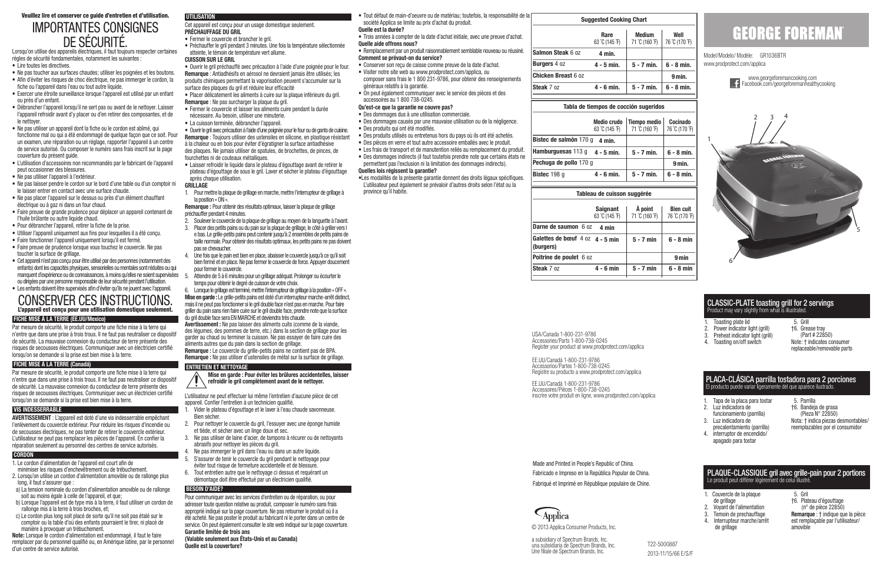Veuillez lire et conserver ce guide d'entretien et d'utilisation.

# IMPORTANTES CONSIGNES DE SÉCURITÉ.

Lorsqu'on utilise des appareils électriques, il faut toujours respecter certaines règles de sécurité fondamentales, notamment les suivantes :

- Lire toutes les directives.
- Ne pas toucher aux surfaces chaudes; utiliser les poignées et les boutons.
- Afin d'éviter les risques de choc électrique, ne pas immerger le cordon, la fiche ou l'appareil dans l'eau ou tout autre liquide.
- Exercer une étroite surveillance lorsque l'appareil est utilisé par un enfant ou près d'un enfant.
- Débrancher l'appareil lorsqu'il ne sert pas ou avant de le nettoyer. Laisser l'appareil refroidir avant d'y placer ou d'en retirer des composantes, et de le nettoyer.
- Ne pas utiliser un appareil dont la fiche ou le cordon est abîmé, qui fonctionne mal ou qui a été endommagé de quelque façon que ce soit. Pour un examen, une réparation ou un réglage, rapporter l'appareil à un centre de service autorisé. Ou composer le numéro sans frais inscrit sur la page couverture du présent guide.
- L'utilisation d'accessoires non recommandés par le fabricant de l'appareil peut occasionner des blessures.
- Ne pas utiliser l'appareil à l'extérieur.
- Ne pas laisser pendre le cordon sur le bord d'une table ou d'un comptoir ni le laisser entrer en contact avec une surface chaude.
- Ne pas placer l'appareil sur le dessus ou près d'un élément chauffant électrique ou à gaz ni dans un four chaud.
- Faire preuve de grande prudence pour déplacer un appareil contenant de l'huile brûlante ou autre liquide chaud.
- Pour débrancher l'appareil, retirer la fiche de la prise.
- Utiliser l'appareil uniquement aux fins pour lesquelles il a été conçu.
- Faire fonctionner l'appareil uniquement lorsqu'il est fermé.
- Faire preuve de prudence lorsque vous touchez le couvercle. Ne pas toucher la surface de grillage.
- Cet appareil n'est pas conçu pour être utilisé par des personnes (notamment des enfants) dont les capacités physiques, sensorielles ou mentales sont réduites ou qui manquent d'expérience ou de connaissances, à moins qu'elles ne soient supervisées ou dirigées par une personne responsable de leur sécurité pendant l'utilisation.
- Les enfants doivent être supervisés afin d'éviter qu'ils ne jouent avec l'appareil.

# CONSERVER CES INSTRUCTIONS.

**L'appareil est conçu pour une utilisation domestique seulement.**

## FICHE MISE À LA TERRE (EE.UU/Mexico)

Par mesure de sécurité, le produit comporte une fiche mise à la terre qui n'entre que dans une prise à trois trous. Il ne faut pas neutraliser ce dispositif de sécurité. La mauvaise connexion du conducteur de terre présente des risques de secousses électriques. Communiquer avec un électricien certifié lorsqu'on se demande si la prise est bien mise à la terre.

## FICHE MISE À LA TERRE (Canada)

Par mesure de sécurité, le produit comporte une fiche mise à la terre qui n'entre que dans une prise à trois trous. Il ne faut pas neutraliser ce dispositif de sécurité. La mauvaise connexion du conducteur de terre présente des risques de secousses électriques. Communiquer avec un électricien certifié lorsqu'on se demande si la prise est bien mise à la terre.

## VIS INDESSERRABLE

**AVERTISSEMENT** : L'appareil est doté d'une vis indesserrable empêchant l'enlèvement du couvercle extérieur. Pour réduire les risques d'incendie ou de secousses électriques, ne pas tenter de retirer le couvercle extérieur. L'utilisateur ne peut pas remplacer les pièces de l'appareil. En confier la réparation seulement au personnel des centres de service autorisés.

## CORDON

1. Le cordon d'alimentation de l'appareil est court afin de minimiser les risques d'enchevêtrement ou de trébuchement.
2. Lorsqu'on utilise un cordon d'alimentation amovible ou de rallonge plus long, il faut s'assurer que :
   a) La tension nominale du cordon d'alimentation amovible ou de rallonge soit au moins égale à celle de l'appareil, et que;
   b) Lorsque l'appareil est de type mis à la terre, il faut utiliser un cordon de rallonge mis à la terre à trois broches, et;
   c) Le cordon plus long soit placé de sorte qu'il ne soit pas étalé sur le comptoir ou la table d'où des enfants pourraient le tirer, ni placé de manière à provoquer un trébuchement.

**Note:** Lorsque le cordon d'alimentation est endommagé, il faut le faire remplacer par du personnel qualifié ou, en Amérique latine, par le personnel d'un centre de service autorisé.

## UTILISATION

Cet appareil est conçu pour un usage domestique seulement.

**PRÉCHAUFFAGE DU GRIL**

- Fermer le couvercle et brancher le gril.
- Préchauffer le gril pendant 3 minutes. Une fois la température sélectionnée atteinte, le témoin de température vert allume.

**CUISSON SUR LE GRIL**

- Ouvrir le gril préchauffé avec précaution à l'aide d'une poignée pour le four. **Remarque** : Antiadhésifs en aérosol ne devraient jamais être utilisés; les produits chimiques permettant la vaporisation peuvent s'accumuler sur la surface des plaques du gril et réduire leur efficacité
- Placer délicatement les aliments à cuire sur la plaque inférieure du gril. **Remarque** : Ne pas surcharger la plaque du gril.
- Fermer le couvercle et laisser les aliments cuire pendant la durée nécessaire. Au besoin, utiliser une minuterie.
- La cuisson terminée, débrancher l'appareil.
- Ouvrir le gril avec précaution à l'aide d'une poignée pour le four ou de gants de cuisine. **Remarque** : Toujours utiliser des ustensiles en silicone, en plastique résistant à la chaleur ou en bois pour éviter d'égratigner la surface antiadhésive des plaques. Ne jamais utiliser de spatules, de brochettes, de pinces, de fourchettes ni de couteaux métalliques.
- Laisser refroidir le liquide dans le plateau d'égouttage avant de retirer le plateau d'égouttage de sous le gril. Laver et sécher le plateau d'égouttage après chaque utilisation.

**GRILLAGE**

1. Pour mettre la plaque de grillage en marche, mettre l'interrupteur de grillage à la position « ON ».
   **Remarque :** Pour obtenir des résultats optimaux, laisser la plaque de grillage préchauffer pendant 4 minutes.
2. Soulever le couvercle de la plaque de grillage au moyen de la languette à l'avant.
3. Placer des petits pains ou du pain sur la plaque de grillage, le côté à griller vers le bas. Le grille-petits pains peut contenir jusqu'à 2 ensembles de petits pains de taille normale. Pour obtenir des résultats optimaux, les petits pains ne pas doivent pas se chevaucher.
4. Une fois que le pain est bien en place, abaisser le couvercle jusqu'à ce qu'il soit bien fermé et en place. Ne pas fermer le couvercle de force. Appuyer doucement pour fermer le couvercle.
5. Attendre de 5 à 6 minutes pour un grillage adéquat. Prolonger ou écourter le temps pour obtenir le degré de cuisson de votre choix.
6. Lorsque le grillage est terminé, mettre l'interrupteur de grillage à la position « OFF ».

**Mise en garde :** Le grille-petits pains est doté d'un interrupteur marche-arrêt distinct, mais il ne peut pas fonctionner si le gril double face n'est pas en marche. Pour faire griller du pain sans rien faire cuire sur le gril double face, prendre note que la surface du gril double face sera EN MARCHE et deviendra très chaude.

**Avertissement :** Ne pas laisser des aliments cuits (comme de la viande, des légumes, des pommes de terre, etc.) dans la section de grillage pour les garder au chaud ou terminer la cuisson. Ne pas essayer de faire cuire des aliments autres que du pain dans la section de grillage.

**Remarque :** Le couvercle du grille-petits pains ne contient pas de BPA.

**Remarque :** Ne pas utiliser d'ustensiles de métal sur la surface de grillage.

## ENTRETIEN ET NETTOYAGE

**Mise en garde : Pour éviter les brûlures accidentelles, laisser refroidir le gril complètement avant de le nettoyer.**

L'utilisateur ne peut effectuer lui même l'entretien d'aucune pièce de cet appareil. Confier l'entretien à un technicien qualifié.

1. Vider le plateau d'égouttage et le laver à l'eau chaude savonneuse. Bien sécher.
2. Pour nettoyer le couvercle du gril, l'essuyer avec une éponge humide et tiède, et sécher avec un linge doux et sec.
3. Ne pas utiliser de laine d'acier, de tampons à récurer ou de nettoyants abrasifs pour nettoyer les pièces du gril.
4. Ne pas immerger le gril dans l'eau ou dans un autre liquide.
5. S'assurer de tenir le couvercle du gril pendant le nettoyage pour éviter tout risque de fermeture accidentelle et de blessure.
6. Tout entretien autre que le nettoyage ci dessus et requérant un démontage doit être effectué par un électricien qualifié.

## BESOIN D'AIDE?

Pour communiquer avec les services d'entretien ou de réparation, ou pour adresser toute question relative au produit, composer le numéro sans frais approprié indiqué sur la page couverture. Ne pas retourner le produit où il a été acheté. Ne pas poster le produit au fabricant ni le porter dans un centre de service. On peut également consulter le site web indiqué sur la page couverture.

**Garantie limitée de trois ans**
**(Valable seulement aux États-Unis et au Canada)**
**Quelle est la couverture?**

- Tout défaut de main-d'oeuvre ou de matériau; toutefois, la responsabilité de la société Applica se limite au prix d'achat du produit.

**Quelle est la durée?**

- Trois années à compter de la date d'achat initiale, avec une preuve d'achat.

**Quelle aide offrons nous?**

- Remplacement par un produit raisonnablement semblable nouveau ou réusiné.

**Comment se prévaut-on du service?**

- Conserver son reçu de caisse comme preuve de la date d'achat.
- Visiter notre site web au www.prodprotect.com/applica, ou composer sans frais le 1 800 231-9786, pour obtenir des renseignements généraux relatifs à la garantie.
- On peut également communiquer avec le service des pièces et des accessoires au 1 800 738-0245.

**Qu'est-ce que la garantie ne couvre pas?**

- Des dommages dus à une utilisation commerciale.
- Des dommages causés par une mauvaise utilisation ou de la négligence.
- Des produits qui ont été modifiés.
- Des produits utilisés ou entretenus hors du pays où ils ont été achetés.
- Des pièces en verre et tout autre accessoire emballés avec le produit.
- Les frais de transport et de manutention reliés au remplacement du produit.
- Des dommages indirects (il faut toutefois prendre note que certains états ne permettent pas l'exclusion ni la limitation des dommages indirects).

**Quelles lois régissent la garantie?**

- Les modalités de la présente garantie donnent des droits légaux spécifiques. L'utilisateur peut également se prévaloir d'autres droits selon l'état ou la province qu'il habite.

**Suggested Cooking Chart**

| | Rare 63 °C (145 °F) | Medium 71 °C (160 °F) | Well 76 °C (170 °F) |
|---|---|---|---|
| **Salmon Steak** 6 oz | **4 min.** | | |
| **Burgers** 4 oz | **4 - 5 min.** | **5 - 7 min.** | **6 - 8 min.** |
| **Chicken Breast** 6 oz | | | **9 min.** |
| **Steak** 7 oz | **4 - 6 min.** | **5 - 7 min.** | **6 - 8 min.** |

**Tabla de tiempos de cocción sugeridos**

| | Medio crudo 63 °C (145 °F) | Tiempo medio 71 °C (160 °F) | Cocinado 76 °C (170 °F) |
|---|---|---|---|
| **Bistec de salmón** 170 g | **4 min.** | | |
| **Hamburguesas** 113 g | **4 - 5 min.** | **5 - 7 min.** | **6 - 8 min.** |
| **Pechuga de pollo** 170 g | | | **9 min.** |
| **Bistec** 198 g | **4 - 6 min.** | **5 - 7 min.** | **6 - 8 min.** |

**Tableau de cuisson suggérée**

| | Saignant 63 °C (145 °F) | À point 71 °C (160 °F) | Bien cuit 76 °C (170 °F) |
|---|---|---|---|
| **Darne de saumon** 6 oz | **4 min** | | |
| **Galettes de bœuf** 4 oz **(burgers)** | **4 - 5 min** | **5 - 7 min** | **6 - 8 min** |
| **Poitrine de poulet** 6 oz | | | **9 min** |
| **Steak** 7 oz | **4 - 6 min** | **5 - 7 min** | **6 - 8 min** |

USA/Canada 1-800-231-9786
Accessories/Parts 1-800-738-0245
Register your product at www.prodprotect.com/applica

EE.UU/Canadá 1-800-231-9786
Accesorios/Partes 1-800-738-0245
Registre su producto a www.prodprotect.com/applica

EE.UU/Canadá 1-800-231-9786
Accessoires/Pièces 1-800-738-0245
inscrire votre produit en ligne, www.prodprotect.com/applica

Made and Printed in People's Republic of China.
Fabricado e Impreso en la República Popular de China.
Fabriqué et Imprimé en République populaire de Chine.

Applica

© 2013 Applica Consumer Products, Inc.

a subsidiary of Spectrum Brands, Inc.
una subsidiaria de Spectrum Brands, Inc.
Une filiale de Spectrum Brands, Inc.

T22-5000887
2013-11/15/66 E/S/F

# GEORGE FOREMAN®

Model/Modelo/ Modèle: GR1036BTR
www.prodprotect.com/applica

www.georgeforemancooking.com
Facebook.com/georgeforemanhealthycooking

1 2 3 4 5 6

## CLASSIC-PLATE toasting grill for 2 servings

Product may vary slightly from what is illustrated.

1. Toasting plate lid
2. Power indicator light (grill)
3. Preheat indicator light (grill)
4. Toasting on/off switch
5. Grill
†6. Grease tray (Part # 22850)

Note: † indicates consumer replaceable/removable parts

## PLACA-CLÁSICA parrilla tostadora para 2 porciones

El producto puede variar ligeramente del que aparece ilustrado.

1. Tapa de la placa para tostar
2. Luz indicadora de funcionamiento (parrilla)
3. Luz indicadora de precalentamiento (parrilla)
4. interruptor de encendido/apagado para tostar
5. Parrilla
†6. Bandeja de grasa (Pieza N° 22850)

Nota: † indica piezas desmontables/reemplazables por el consumidor

## PLAQUE-CLASSIQUE gril avec grille-pain pour 2 portions

Le produit peut différer légèrement de celui illustré.

1. Couvercle de la plaque de grillage
2. Voyant de l'alimentation
3. Temoin de prechauffage
4. Interrupteur marche/arrêt de grillage
5. Gril
†6. Plateau d'égouttage (n° de pièce 22850)

**Remarque** : † indique que la pièce est remplaçable par l'utilisateur/amovible